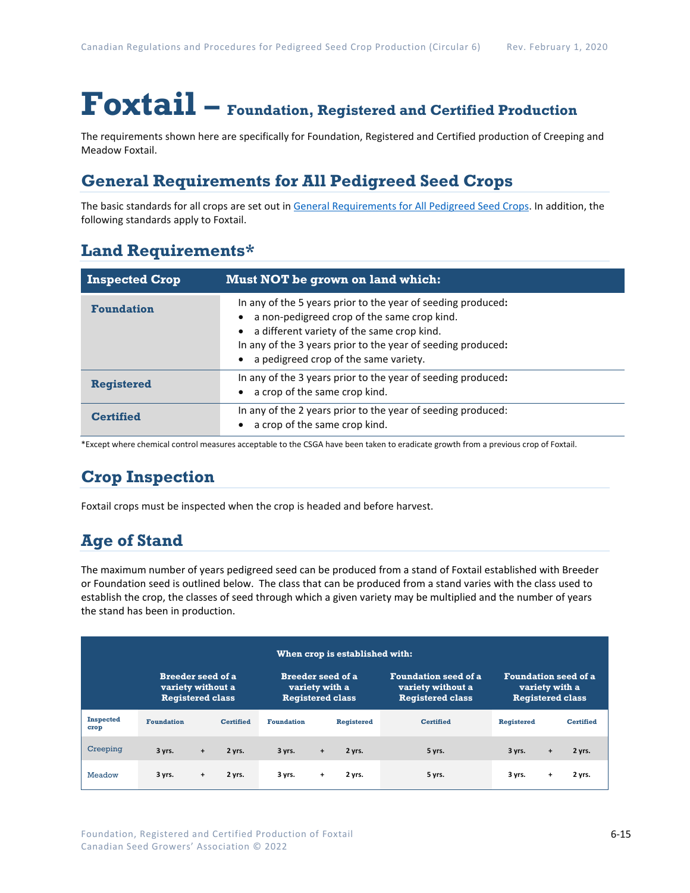# Foxtail – Foundation, Registered and Certified Production

The requirements shown here are specifically for Foundation, Registered and Certified production of Creeping and Meadow Foxtail.

## General Requirements for All Pedigreed Seed Crops

The basic standards for all crops are set out in General Requirements for All Pedigreed Seed Crops. In addition, the following standards apply to Foxtail.

## Land Requirements*

| Inspected Crop | Must NOT be grown on land which: |
|---|---|
| **Foundation** | In any of the 5 years prior to the year of seeding produced**:**<br>• a non-pedigreed crop of the same crop kind.<br>• a different variety of the same crop kind.<br>In any of the 3 years prior to the year of seeding produced**:**<br>• a pedigreed crop of the same variety. |
| **Registered** | In any of the 3 years prior to the year of seeding produced**:**<br>• a crop of the same crop kind. |
| **Certified** | In any of the 2 years prior to the year of seeding produced:<br>• a crop of the same crop kind. |

*Except where chemical control measures acceptable to the CSGA have been taken to eradicate growth from a previous crop of Foxtail.

## Crop Inspection

Foxtail crops must be inspected when the crop is headed and before harvest.

## Age of Stand

The maximum number of years pedigreed seed can be produced from a stand of Foxtail established with Breeder or Foundation seed is outlined below. The class that can be produced from a stand varies with the class used to establish the crop, the classes of seed through which a given variety may be multiplied and the number of years the stand has been in production.

| | When crop is established with: | | | | | | | | | |
|---|---|---|---|---|---|---|---|---|---|---|
| | Breeder seed of a variety without a Registered class | | | Breeder seed of a variety with a Registered class | | | Foundation seed of a variety without a Registered class | Foundation seed of a variety with a Registered class | | |
| Inspected crop | Foundation | | Certified | Foundation | | Registered | Certified | Registered | | Certified |
| Creeping | 3 yrs. | + | 2 yrs. | 3 yrs. | + | 2 yrs. | 5 yrs. | 3 yrs. | + | 2 yrs. |
| Meadow | 3 yrs. | + | 2 yrs. | 3 yrs. | + | 2 yrs. | 5 yrs. | 3 yrs. | + | 2 yrs. |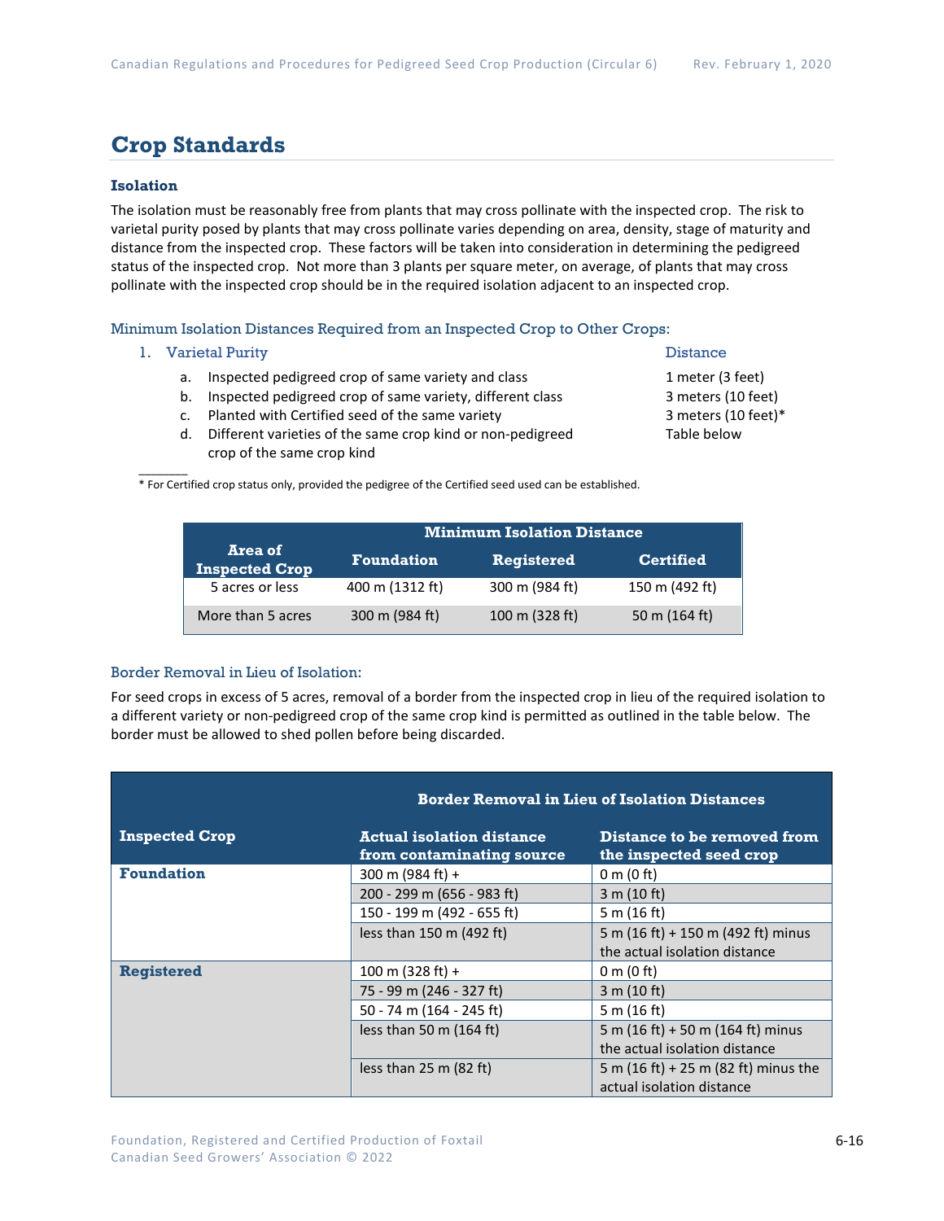## Crop Standards

### Isolation

The isolation must be reasonably free from plants that may cross pollinate with the inspected crop. The risk to varietal purity posed by plants that may cross pollinate varies depending on area, density, stage of maturity and distance from the inspected crop. These factors will be taken into consideration in determining the pedigreed status of the inspected crop. Not more than 3 plants per square meter, on average, of plants that may cross pollinate with the inspected crop should be in the required isolation adjacent to an inspected crop.

#### Minimum Isolation Distances Required from an Inspected Crop to Other Crops:

| 1. Varietal Purity | Distance |
|---|---|
| a. Inspected pedigreed crop of same variety and class | 1 meter (3 feet) |
| b. Inspected pedigreed crop of same variety, different class | 3 meters (10 feet) |
| c. Planted with Certified seed of the same variety | 3 meters (10 feet)* |
| d. Different varieties of the same crop kind or non-pedigreed crop of the same crop kind | Table below |

\* For Certified crop status only, provided the pedigree of the Certified seed used can be established.

| Area of Inspected Crop | Minimum Isolation Distance | | |
|---|---|---|---|
| | Foundation | Registered | Certified |
| 5 acres or less | 400 m (1312 ft) | 300 m (984 ft) | 150 m (492 ft) |
| More than 5 acres | 300 m (984 ft) | 100 m (328 ft) | 50 m (164 ft) |

#### Border Removal in Lieu of Isolation:

For seed crops in excess of 5 acres, removal of a border from the inspected crop in lieu of the required isolation to a different variety or non-pedigreed crop of the same crop kind is permitted as outlined in the table below. The border must be allowed to shed pollen before being discarded.

| Inspected Crop | Border Removal in Lieu of Isolation Distances | |
|---|---|---|
| | Actual isolation distance from contaminating source | Distance to be removed from the inspected seed crop |
| **Foundation** | 300 m (984 ft) + | 0 m (0 ft) |
| | 200 - 299 m (656 - 983 ft) | 3 m (10 ft) |
| | 150 - 199 m (492 - 655 ft) | 5 m (16 ft) |
| | less than 150 m (492 ft) | 5 m (16 ft) + 150 m (492 ft) minus the actual isolation distance |
| **Registered** | 100 m (328 ft) + | 0 m (0 ft) |
| | 75 - 99 m (246 - 327 ft) | 3 m (10 ft) |
| | 50 - 74 m (164 - 245 ft) | 5 m (16 ft) |
| | less than 50 m (164 ft) | 5 m (16 ft) + 50 m (164 ft) minus the actual isolation distance |
| | less than 25 m (82 ft) | 5 m (16 ft) + 25 m (82 ft) minus the actual isolation distance |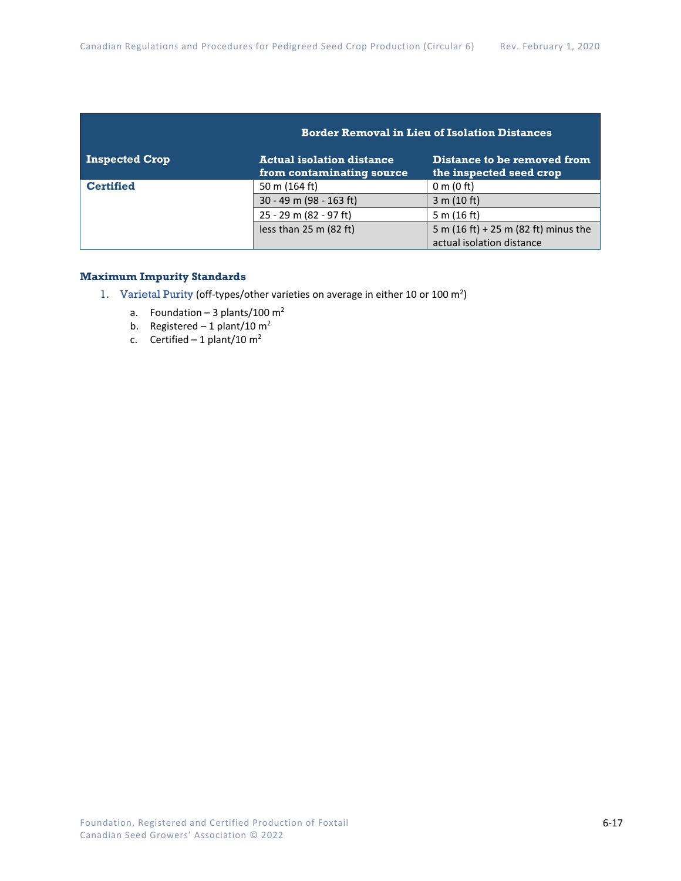| Inspected Crop | Border Removal in Lieu of Isolation Distances | |
|---|---|---|
| | Actual isolation distance from contaminating source | Distance to be removed from the inspected seed crop |
| **Certified** | 50 m (164 ft) | 0 m (0 ft) |
| | 30 - 49 m (98 - 163 ft) | 3 m (10 ft) |
| | 25 - 29 m (82 - 97 ft) | 5 m (16 ft) |
| | less than 25 m (82 ft) | 5 m (16 ft) + 25 m (82 ft) minus the actual isolation distance |

### Maximum Impurity Standards

1. Varietal Purity (off-types/other varieties on average in either 10 or 100 $m^2$)
   a. Foundation – 3 plants/100 $m^2$
   b. Registered – 1 plant/10 $m^2$
   c. Certified – 1 plant/10 $m^2$